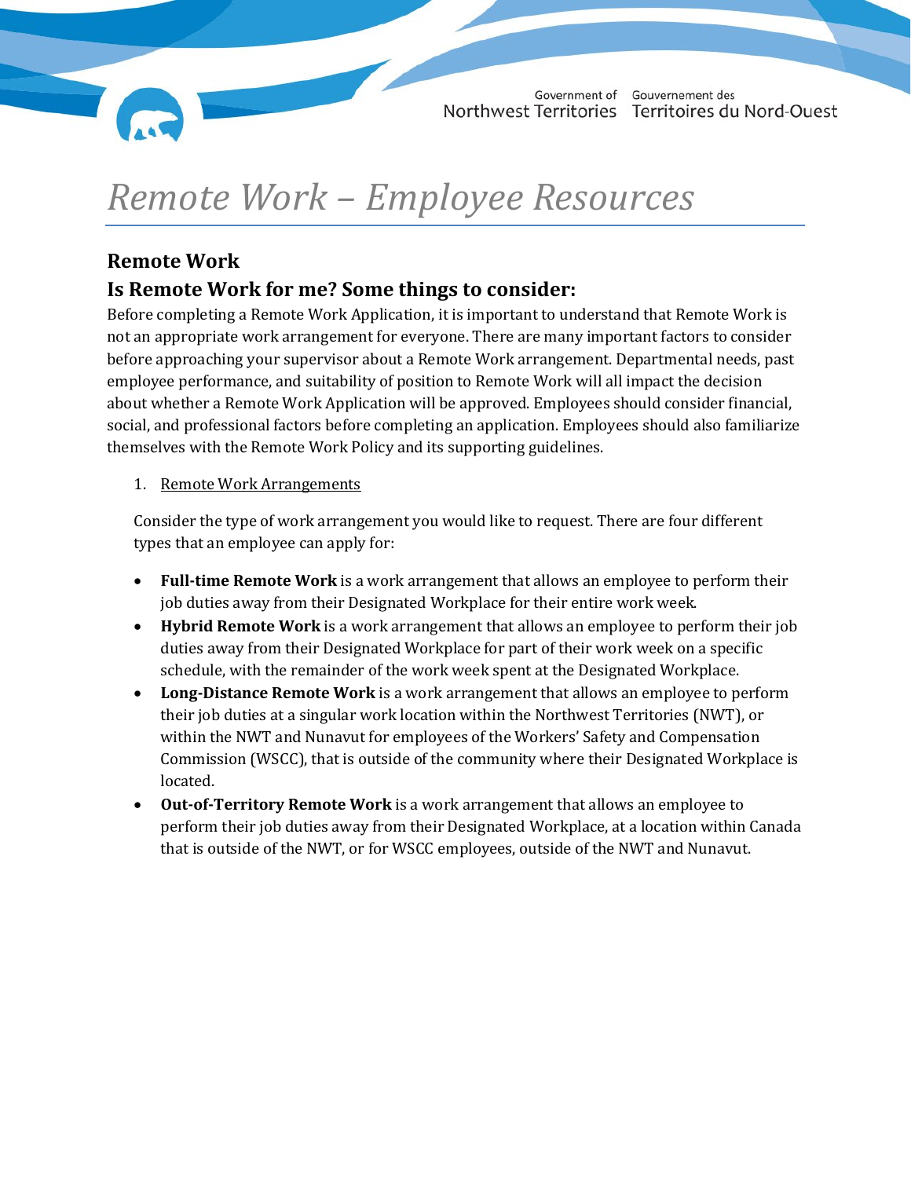# Remote Work – Employee Resources

## Remote Work

## Is Remote Work for me? Some things to consider:

Before completing a Remote Work Application, it is important to understand that Remote Work is not an appropriate work arrangement for everyone. There are many important factors to consider before approaching your supervisor about a Remote Work arrangement. Departmental needs, past employee performance, and suitability of position to Remote Work will all impact the decision about whether a Remote Work Application will be approved. Employees should consider financial, social, and professional factors before completing an application. Employees should also familiarize themselves with the Remote Work Policy and its supporting guidelines.

1. Remote Work Arrangements

Consider the type of work arrangement you would like to request. There are four different types that an employee can apply for:

- **Full-time Remote Work** is a work arrangement that allows an employee to perform their job duties away from their Designated Workplace for their entire work week.
- **Hybrid Remote Work** is a work arrangement that allows an employee to perform their job duties away from their Designated Workplace for part of their work week on a specific schedule, with the remainder of the work week spent at the Designated Workplace.
- **Long-Distance Remote Work** is a work arrangement that allows an employee to perform their job duties at a singular work location within the Northwest Territories (NWT), or within the NWT and Nunavut for employees of the Workers' Safety and Compensation Commission (WSCC), that is outside of the community where their Designated Workplace is located.
- **Out-of-Territory Remote Work** is a work arrangement that allows an employee to perform their job duties away from their Designated Workplace, at a location within Canada that is outside of the NWT, or for WSCC employees, outside of the NWT and Nunavut.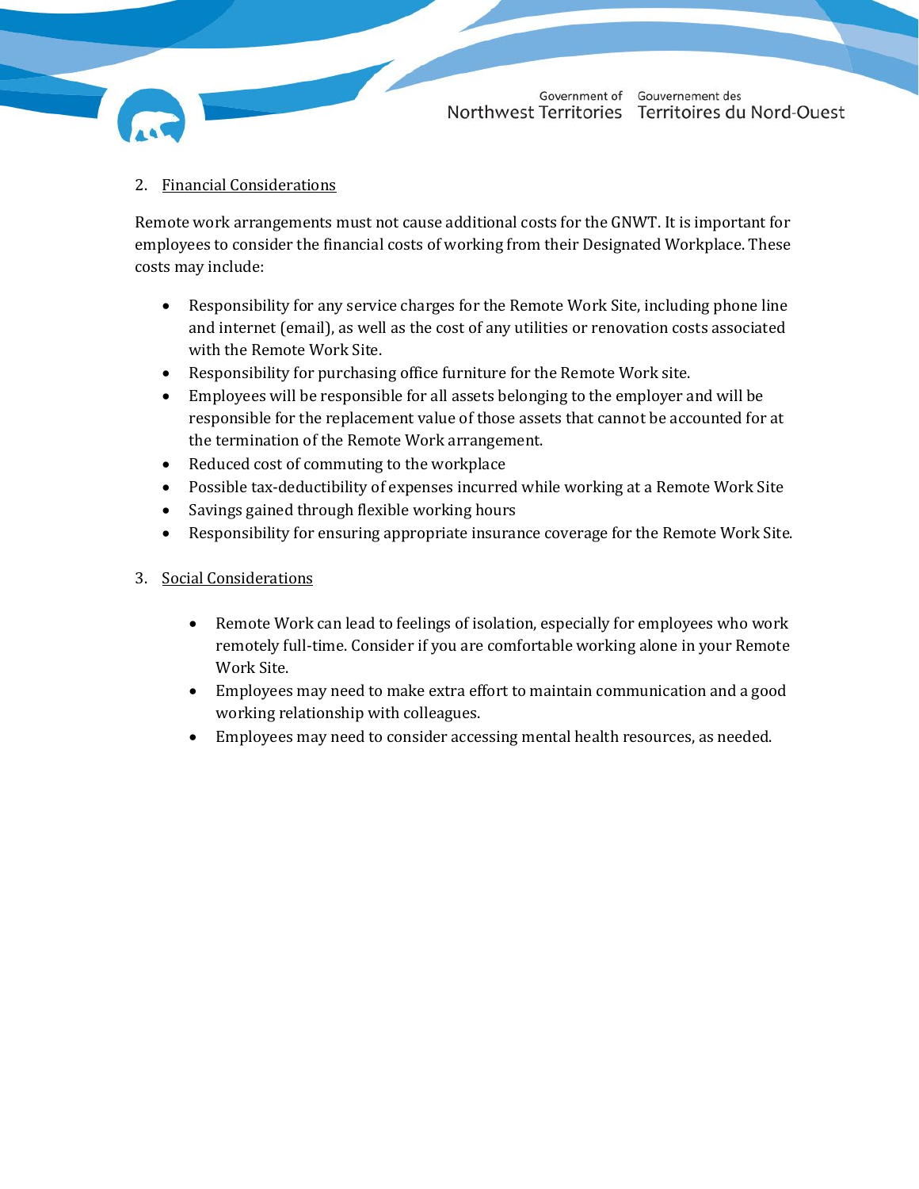2. Financial Considerations

Remote work arrangements must not cause additional costs for the GNWT. It is important for employees to consider the financial costs of working from their Designated Workplace. These costs may include:

- Responsibility for any service charges for the Remote Work Site, including phone line and internet (email), as well as the cost of any utilities or renovation costs associated with the Remote Work Site.
- Responsibility for purchasing office furniture for the Remote Work site.
- Employees will be responsible for all assets belonging to the employer and will be responsible for the replacement value of those assets that cannot be accounted for at the termination of the Remote Work arrangement.
- Reduced cost of commuting to the workplace
- Possible tax-deductibility of expenses incurred while working at a Remote Work Site
- Savings gained through flexible working hours
- Responsibility for ensuring appropriate insurance coverage for the Remote Work Site.

3. Social Considerations

- Remote Work can lead to feelings of isolation, especially for employees who work remotely full-time. Consider if you are comfortable working alone in your Remote Work Site.
- Employees may need to make extra effort to maintain communication and a good working relationship with colleagues.
- Employees may need to consider accessing mental health resources, as needed.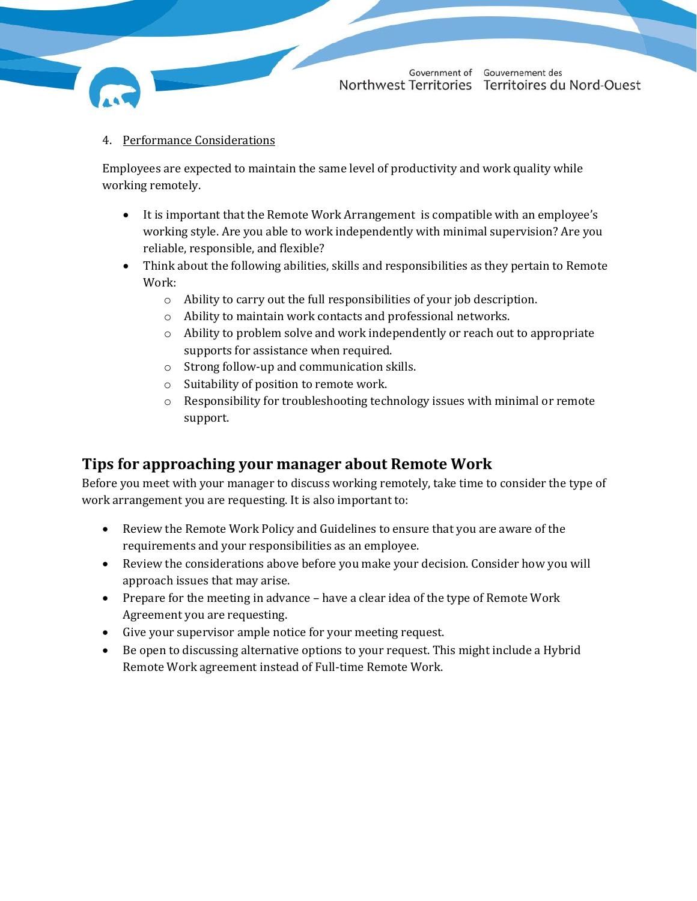4. <u>Performance Considerations</u>

Employees are expected to maintain the same level of productivity and work quality while working remotely.

- It is important that the Remote Work Arrangement is compatible with an employee's working style. Are you able to work independently with minimal supervision? Are you reliable, responsible, and flexible?
- Think about the following abilities, skills and responsibilities as they pertain to Remote Work:
    - Ability to carry out the full responsibilities of your job description.
    - Ability to maintain work contacts and professional networks.
    - Ability to problem solve and work independently or reach out to appropriate supports for assistance when required.
    - Strong follow-up and communication skills.
    - Suitability of position to remote work.
    - Responsibility for troubleshooting technology issues with minimal or remote support.

## Tips for approaching your manager about Remote Work

Before you meet with your manager to discuss working remotely, take time to consider the type of work arrangement you are requesting. It is also important to:

- Review the Remote Work Policy and Guidelines to ensure that you are aware of the requirements and your responsibilities as an employee.
- Review the considerations above before you make your decision. Consider how you will approach issues that may arise.
- Prepare for the meeting in advance – have a clear idea of the type of Remote Work Agreement you are requesting.
- Give your supervisor ample notice for your meeting request.
- Be open to discussing alternative options to your request. This might include a Hybrid Remote Work agreement instead of Full-time Remote Work.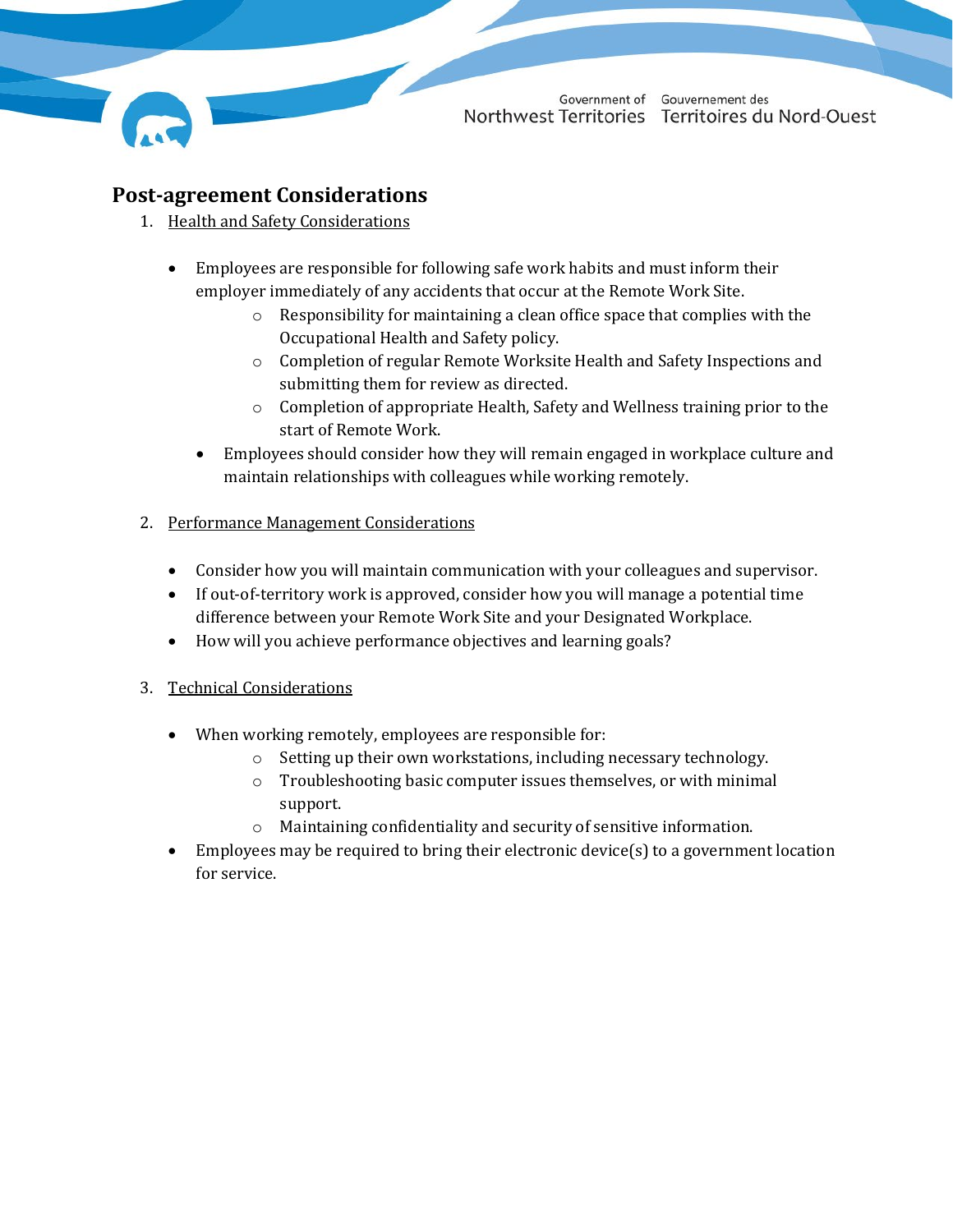## Post-agreement Considerations

1. Health and Safety Considerations

    - Employees are responsible for following safe work habits and must inform their employer immediately of any accidents that occur at the Remote Work Site.
        - Responsibility for maintaining a clean office space that complies with the Occupational Health and Safety policy.
        - Completion of regular Remote Worksite Health and Safety Inspections and submitting them for review as directed.
        - Completion of appropriate Health, Safety and Wellness training prior to the start of Remote Work.
    - Employees should consider how they will remain engaged in workplace culture and maintain relationships with colleagues while working remotely.

2. Performance Management Considerations

    - Consider how you will maintain communication with your colleagues and supervisor.
    - If out-of-territory work is approved, consider how you will manage a potential time difference between your Remote Work Site and your Designated Workplace.
    - How will you achieve performance objectives and learning goals?

3. Technical Considerations

    - When working remotely, employees are responsible for:
        - Setting up their own workstations, including necessary technology.
        - Troubleshooting basic computer issues themselves, or with minimal support.
        - Maintaining confidentiality and security of sensitive information.
    - Employees may be required to bring their electronic device(s) to a government location for service.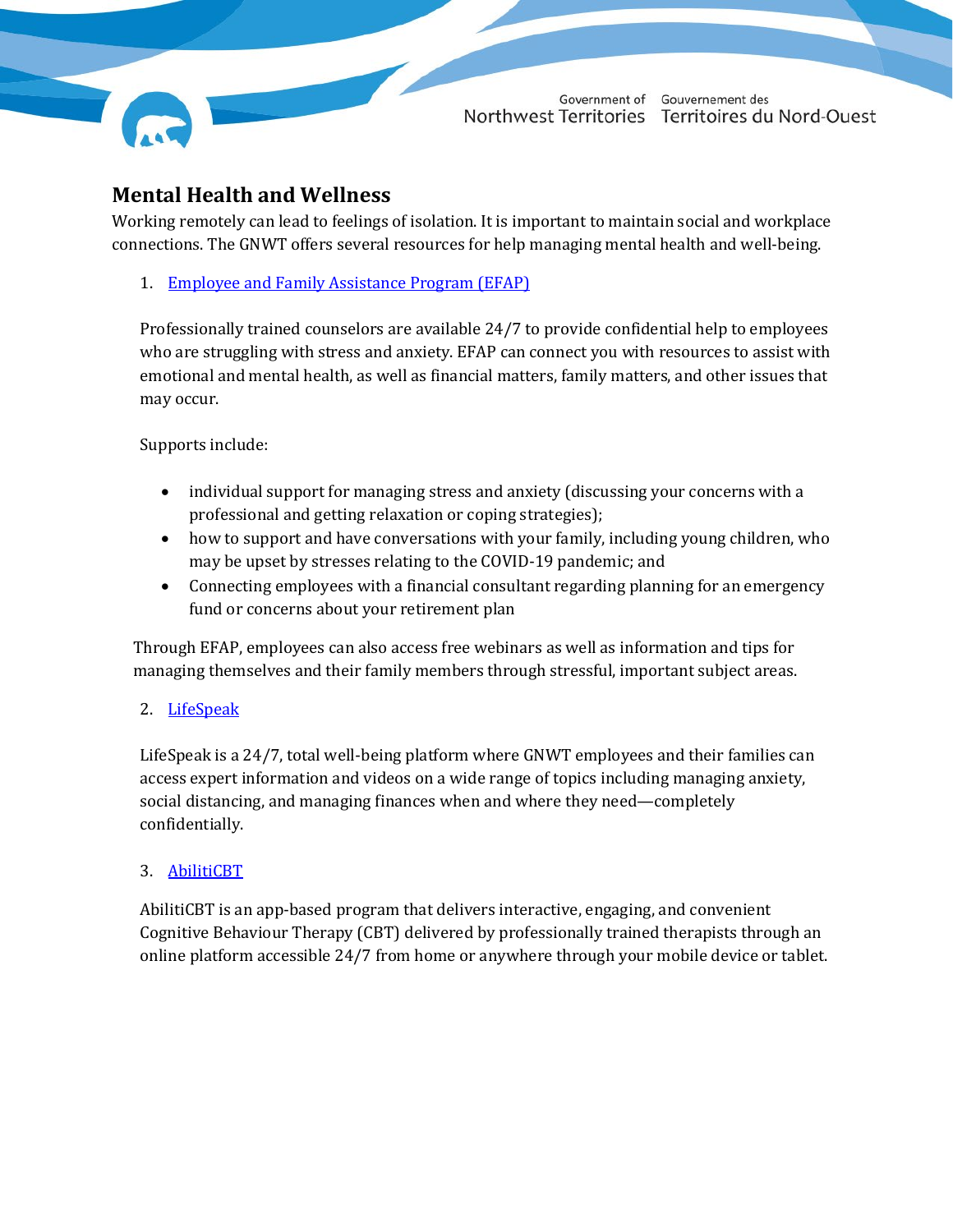## Mental Health and Wellness

Working remotely can lead to feelings of isolation. It is important to maintain social and workplace connections. The GNWT offers several resources for help managing mental health and well-being.

1. Employee and Family Assistance Program (EFAP)

   Professionally trained counselors are available 24/7 to provide confidential help to employees who are struggling with stress and anxiety. EFAP can connect you with resources to assist with emotional and mental health, as well as financial matters, family matters, and other issues that may occur.

   Supports include:

   - individual support for managing stress and anxiety (discussing your concerns with a professional and getting relaxation or coping strategies);
   - how to support and have conversations with your family, including young children, who may be upset by stresses relating to the COVID-19 pandemic; and
   - Connecting employees with a financial consultant regarding planning for an emergency fund or concerns about your retirement plan

   Through EFAP, employees can also access free webinars as well as information and tips for managing themselves and their family members through stressful, important subject areas.

2. LifeSpeak

   LifeSpeak is a 24/7, total well-being platform where GNWT employees and their families can access expert information and videos on a wide range of topics including managing anxiety, social distancing, and managing finances when and where they need—completely confidentially.

3. AbilitiCBT

   AbilitiCBT is an app-based program that delivers interactive, engaging, and convenient Cognitive Behaviour Therapy (CBT) delivered by professionally trained therapists through an online platform accessible 24/7 from home or anywhere through your mobile device or tablet.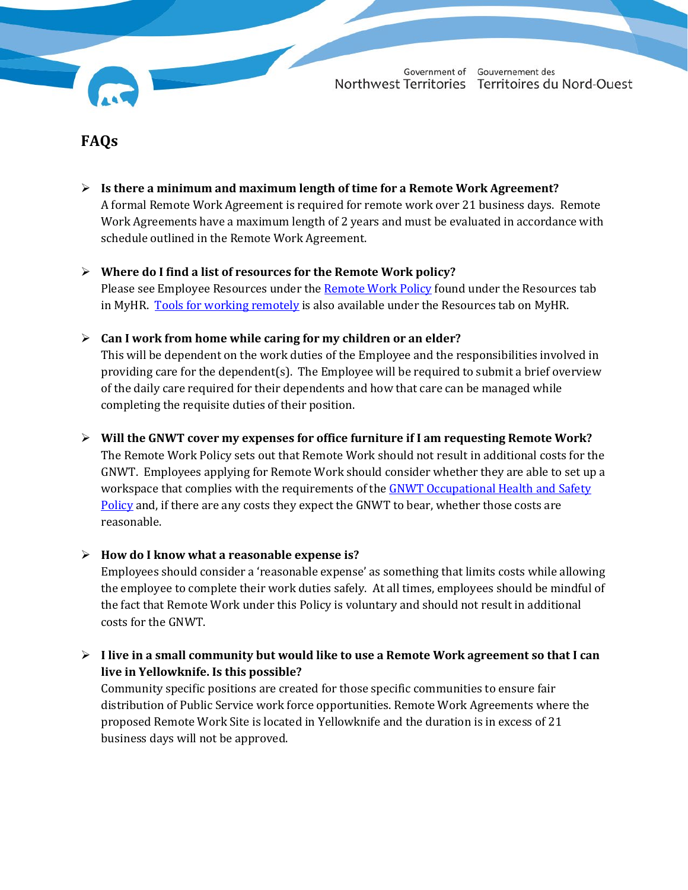## FAQs

- **Is there a minimum and maximum length of time for a Remote Work Agreement?**
  A formal Remote Work Agreement is required for remote work over 21 business days. Remote Work Agreements have a maximum length of 2 years and must be evaluated in accordance with schedule outlined in the Remote Work Agreement.

- **Where do I find a list of resources for the Remote Work policy?**
  Please see Employee Resources under the Remote Work Policy found under the Resources tab in MyHR. Tools for working remotely is also available under the Resources tab on MyHR.

- **Can I work from home while caring for my children or an elder?**
  This will be dependent on the work duties of the Employee and the responsibilities involved in providing care for the dependent(s). The Employee will be required to submit a brief overview of the daily care required for their dependents and how that care can be managed while completing the requisite duties of their position.

- **Will the GNWT cover my expenses for office furniture if I am requesting Remote Work?**
  The Remote Work Policy sets out that Remote Work should not result in additional costs for the GNWT. Employees applying for Remote Work should consider whether they are able to set up a workspace that complies with the requirements of the GNWT Occupational Health and Safety Policy and, if there are any costs they expect the GNWT to bear, whether those costs are reasonable.

- **How do I know what a reasonable expense is?**
  Employees should consider a 'reasonable expense' as something that limits costs while allowing the employee to complete their work duties safely. At all times, employees should be mindful of the fact that Remote Work under this Policy is voluntary and should not result in additional costs for the GNWT.

- **I live in a small community but would like to use a Remote Work agreement so that I can live in Yellowknife. Is this possible?**
  Community specific positions are created for those specific communities to ensure fair distribution of Public Service work force opportunities. Remote Work Agreements where the proposed Remote Work Site is located in Yellowknife and the duration is in excess of 21 business days will not be approved.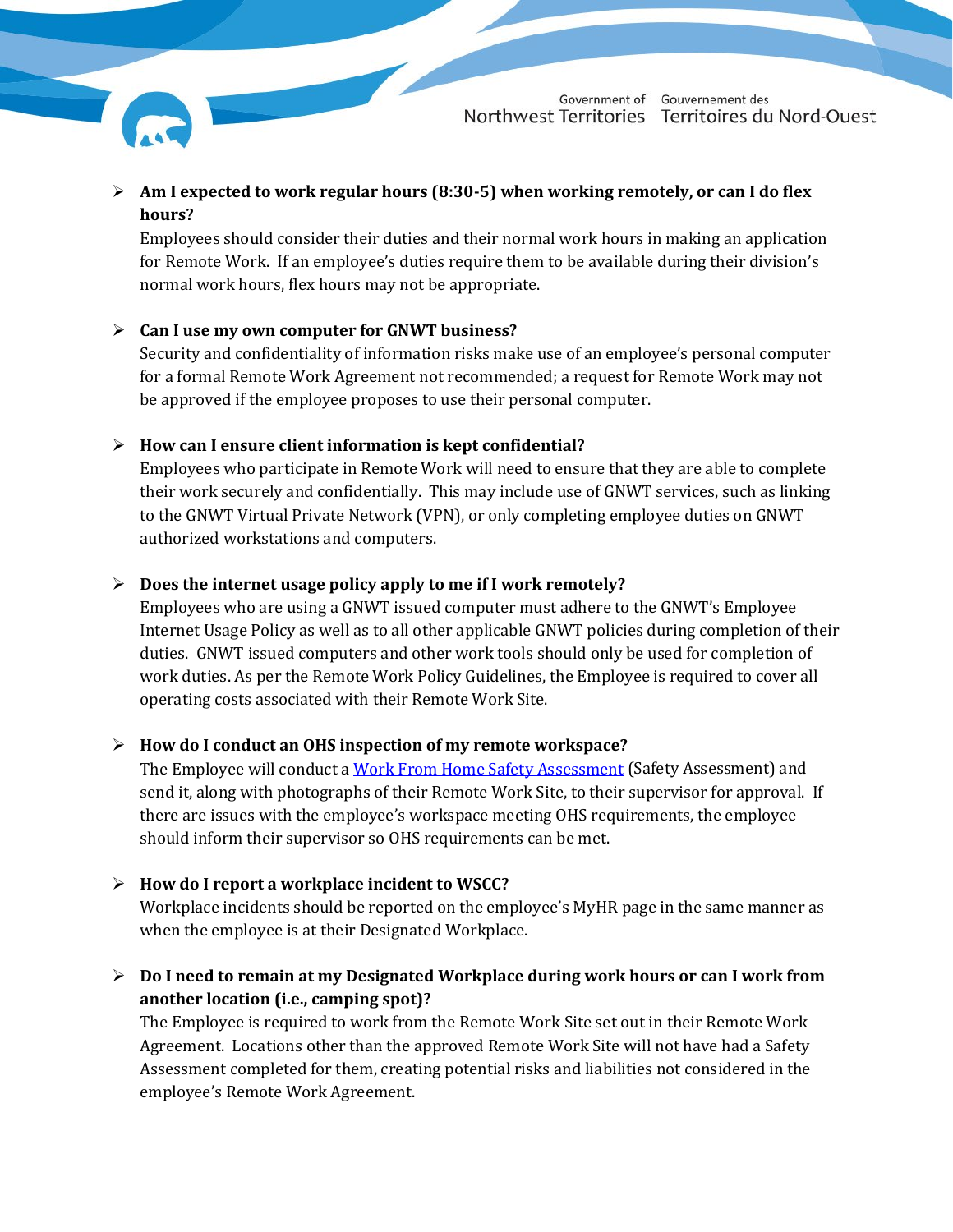- **Am I expected to work regular hours (8:30-5) when working remotely, or can I do flex hours?**
  Employees should consider their duties and their normal work hours in making an application for Remote Work. If an employee's duties require them to be available during their division's normal work hours, flex hours may not be appropriate.

- **Can I use my own computer for GNWT business?**
  Security and confidentiality of information risks make use of an employee's personal computer for a formal Remote Work Agreement not recommended; a request for Remote Work may not be approved if the employee proposes to use their personal computer.

- **How can I ensure client information is kept confidential?**
  Employees who participate in Remote Work will need to ensure that they are able to complete their work securely and confidentially. This may include use of GNWT services, such as linking to the GNWT Virtual Private Network (VPN), or only completing employee duties on GNWT authorized workstations and computers.

- **Does the internet usage policy apply to me if I work remotely?**
  Employees who are using a GNWT issued computer must adhere to the GNWT's Employee Internet Usage Policy as well as to all other applicable GNWT policies during completion of their duties. GNWT issued computers and other work tools should only be used for completion of work duties. As per the Remote Work Policy Guidelines, the Employee is required to cover all operating costs associated with their Remote Work Site.

- **How do I conduct an OHS inspection of my remote workspace?**
  The Employee will conduct a Work From Home Safety Assessment (Safety Assessment) and send it, along with photographs of their Remote Work Site, to their supervisor for approval. If there are issues with the employee's workspace meeting OHS requirements, the employee should inform their supervisor so OHS requirements can be met.

- **How do I report a workplace incident to WSCC?**
  Workplace incidents should be reported on the employee's MyHR page in the same manner as when the employee is at their Designated Workplace.

- **Do I need to remain at my Designated Workplace during work hours or can I work from another location (i.e., camping spot)?**
  The Employee is required to work from the Remote Work Site set out in their Remote Work Agreement. Locations other than the approved Remote Work Site will not have had a Safety Assessment completed for them, creating potential risks and liabilities not considered in the employee's Remote Work Agreement.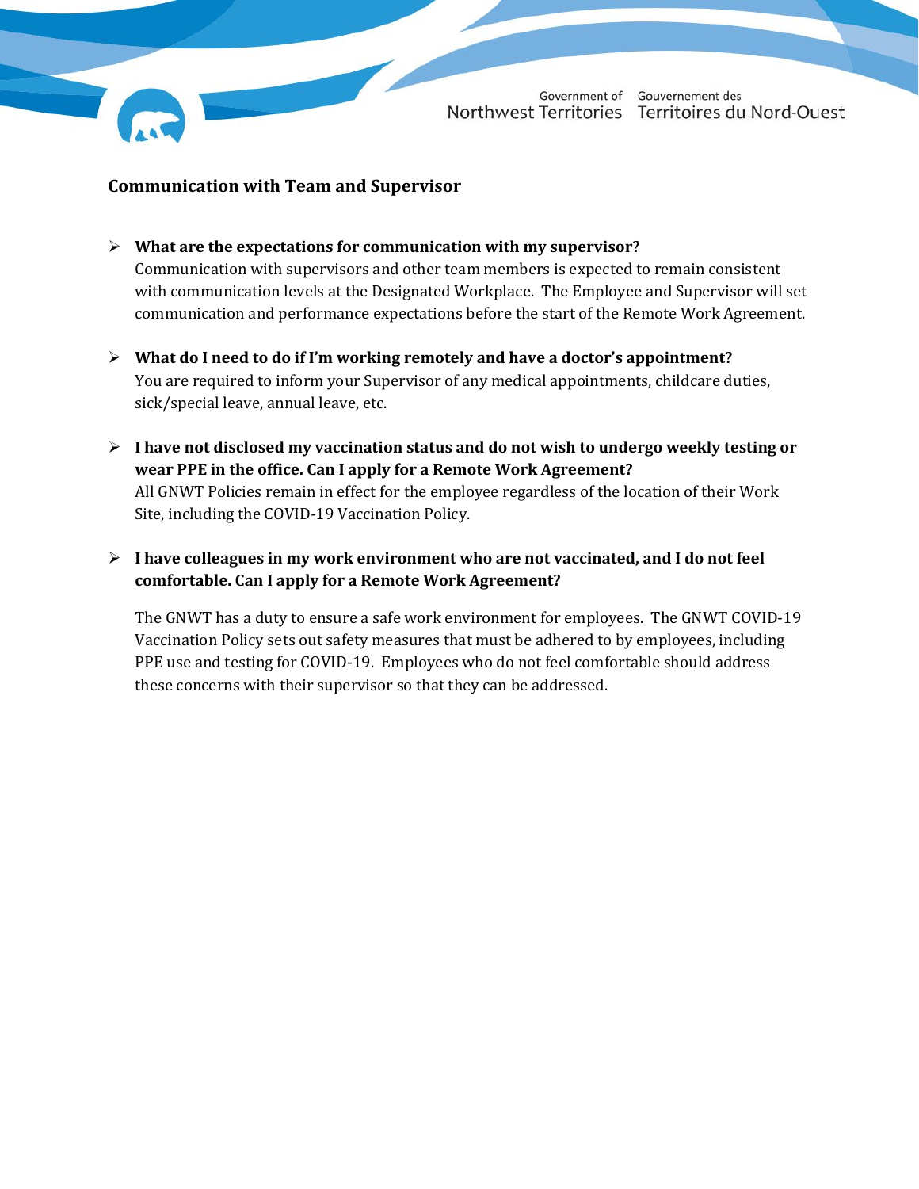## Communication with Team and Supervisor

- **What are the expectations for communication with my supervisor?**
  Communication with supervisors and other team members is expected to remain consistent with communication levels at the Designated Workplace. The Employee and Supervisor will set communication and performance expectations before the start of the Remote Work Agreement.

- **What do I need to do if I'm working remotely and have a doctor's appointment?**
  You are required to inform your Supervisor of any medical appointments, childcare duties, sick/special leave, annual leave, etc.

- **I have not disclosed my vaccination status and do not wish to undergo weekly testing or wear PPE in the office. Can I apply for a Remote Work Agreement?**
  All GNWT Policies remain in effect for the employee regardless of the location of their Work Site, including the COVID-19 Vaccination Policy.

- **I have colleagues in my work environment who are not vaccinated, and I do not feel comfortable. Can I apply for a Remote Work Agreement?**

  The GNWT has a duty to ensure a safe work environment for employees. The GNWT COVID-19 Vaccination Policy sets out safety measures that must be adhered to by employees, including PPE use and testing for COVID-19. Employees who do not feel comfortable should address these concerns with their supervisor so that they can be addressed.